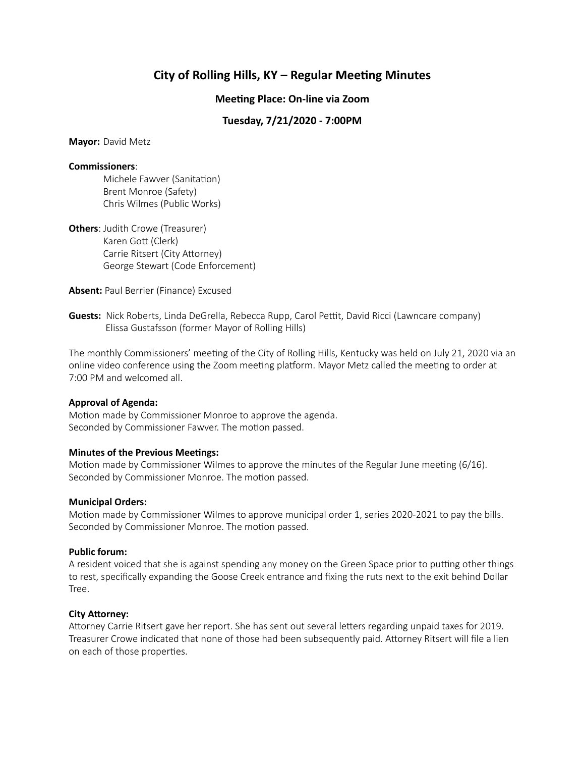# City of Rolling Hills, KY – Regular Meeting Minutes

### Meeting Place: On-line via Zoom

### Tuesday, 7/21/2020 - 7:00PM

**Mayor:** David Metz

**Commissioners**:
Michele Fawver (Sanitation)
Brent Monroe (Safety)
Chris Wilmes (Public Works)

**Others**: Judith Crowe (Treasurer)
Karen Gott (Clerk)
Carrie Ritsert (City Attorney)
George Stewart (Code Enforcement)

**Absent:** Paul Berrier (Finance) Excused

**Guests:** Nick Roberts, Linda DeGrella, Rebecca Rupp, Carol Pettit, David Ricci (Lawncare company)
Elissa Gustafsson (former Mayor of Rolling Hills)

The monthly Commissioners' meeting of the City of Rolling Hills, Kentucky was held on July 21, 2020 via an online video conference using the Zoom meeting platform. Mayor Metz called the meeting to order at 7:00 PM and welcomed all.

**Approval of Agenda:**
Motion made by Commissioner Monroe to approve the agenda.
Seconded by Commissioner Fawver. The motion passed.

**Minutes of the Previous Meetings:**
Motion made by Commissioner Wilmes to approve the minutes of the Regular June meeting (6/16).
Seconded by Commissioner Monroe. The motion passed.

**Municipal Orders:**
Motion made by Commissioner Wilmes to approve municipal order 1, series 2020-2021 to pay the bills.
Seconded by Commissioner Monroe. The motion passed.

**Public forum:**
A resident voiced that she is against spending any money on the Green Space prior to putting other things to rest, specifically expanding the Goose Creek entrance and fixing the ruts next to the exit behind Dollar Tree.

**City Attorney:**
Attorney Carrie Ritsert gave her report. She has sent out several letters regarding unpaid taxes for 2019. Treasurer Crowe indicated that none of those had been subsequently paid. Attorney Ritsert will file a lien on each of those properties.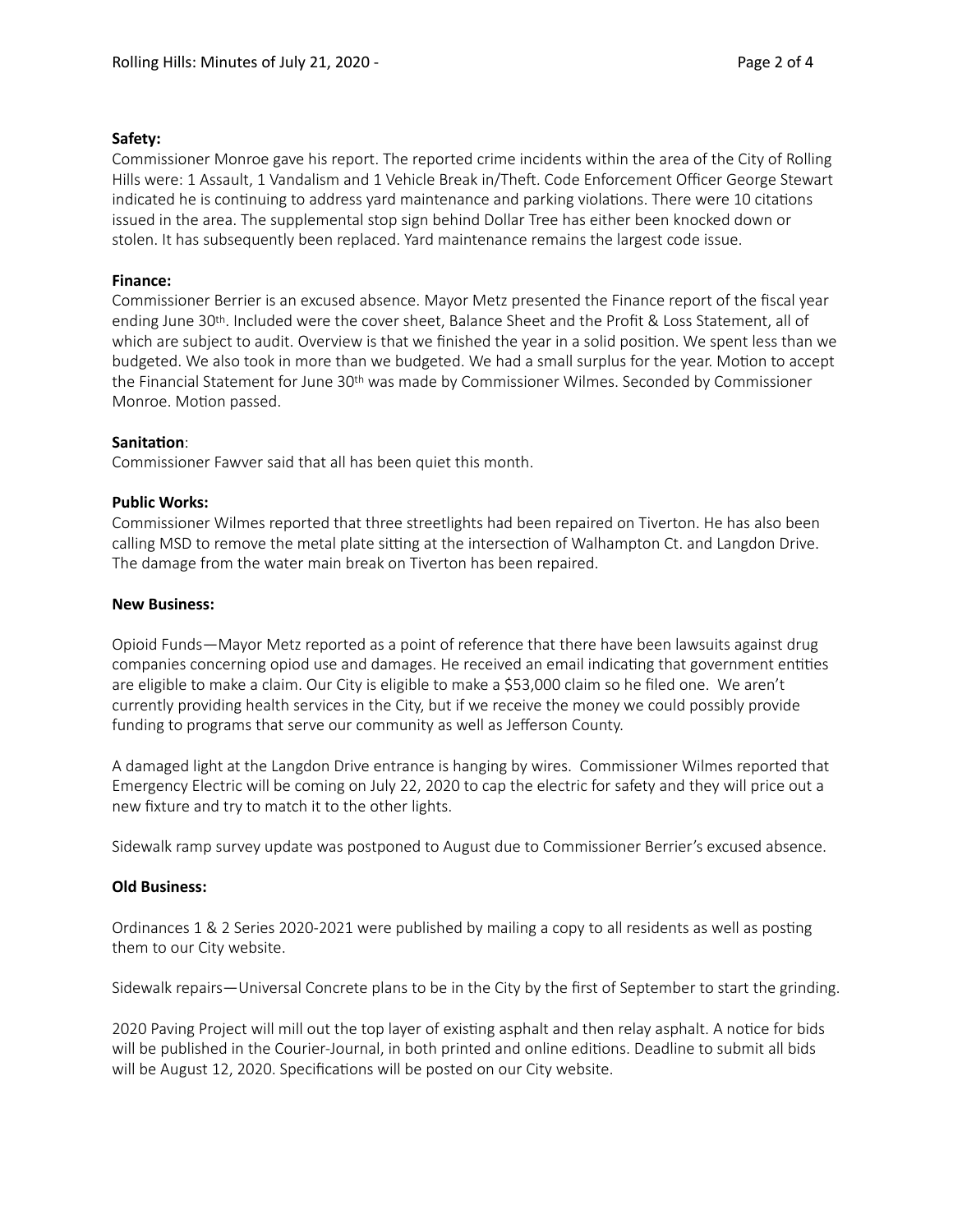**Safety:**
Commissioner Monroe gave his report. The reported crime incidents within the area of the City of Rolling Hills were: 1 Assault, 1 Vandalism and 1 Vehicle Break in/Theft. Code Enforcement Officer George Stewart indicated he is continuing to address yard maintenance and parking violations. There were 10 citations issued in the area. The supplemental stop sign behind Dollar Tree has either been knocked down or stolen. It has subsequently been replaced. Yard maintenance remains the largest code issue.

**Finance:**
Commissioner Berrier is an excused absence. Mayor Metz presented the Finance report of the fiscal year ending June 30th. Included were the cover sheet, Balance Sheet and the Profit & Loss Statement, all of which are subject to audit. Overview is that we finished the year in a solid position. We spent less than we budgeted. We also took in more than we budgeted. We had a small surplus for the year. Motion to accept the Financial Statement for June 30th was made by Commissioner Wilmes. Seconded by Commissioner Monroe. Motion passed.

**Sanitation**:
Commissioner Fawver said that all has been quiet this month.

**Public Works:**
Commissioner Wilmes reported that three streetlights had been repaired on Tiverton. He has also been calling MSD to remove the metal plate sitting at the intersection of Walhampton Ct. and Langdon Drive. The damage from the water main break on Tiverton has been repaired.

**New Business:**

Opioid Funds—Mayor Metz reported as a point of reference that there have been lawsuits against drug companies concerning opiod use and damages. He received an email indicating that government entities are eligible to make a claim. Our City is eligible to make a $53,000 claim so he filed one. We aren't currently providing health services in the City, but if we receive the money we could possibly provide funding to programs that serve our community as well as Jefferson County.

A damaged light at the Langdon Drive entrance is hanging by wires. Commissioner Wilmes reported that Emergency Electric will be coming on July 22, 2020 to cap the electric for safety and they will price out a new fixture and try to match it to the other lights.

Sidewalk ramp survey update was postponed to August due to Commissioner Berrier's excused absence.

**Old Business:**

Ordinances 1 & 2 Series 2020-2021 were published by mailing a copy to all residents as well as posting them to our City website.

Sidewalk repairs—Universal Concrete plans to be in the City by the first of September to start the grinding.

2020 Paving Project will mill out the top layer of existing asphalt and then relay asphalt. A notice for bids will be published in the Courier-Journal, in both printed and online editions. Deadline to submit all bids will be August 12, 2020. Specifications will be posted on our City website.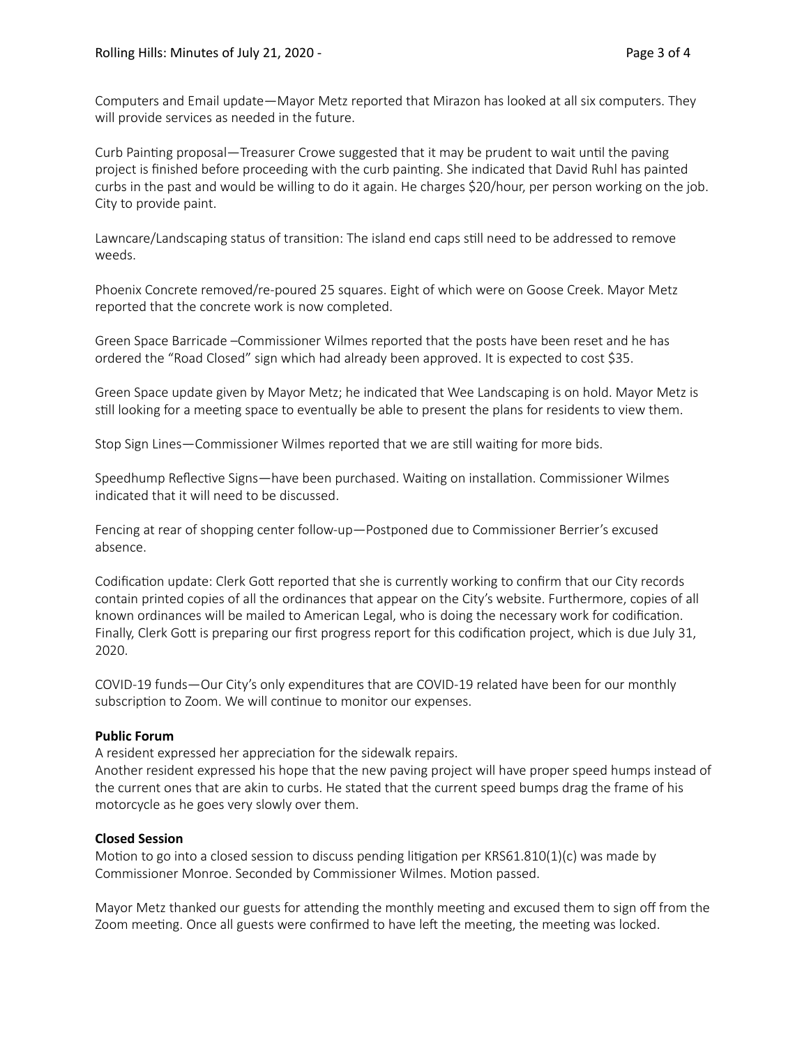Computers and Email update—Mayor Metz reported that Mirazon has looked at all six computers. They will provide services as needed in the future.

Curb Painting proposal—Treasurer Crowe suggested that it may be prudent to wait until the paving project is finished before proceeding with the curb painting. She indicated that David Ruhl has painted curbs in the past and would be willing to do it again. He charges $20/hour, per person working on the job. City to provide paint.

Lawncare/Landscaping status of transition: The island end caps still need to be addressed to remove weeds.

Phoenix Concrete removed/re-poured 25 squares. Eight of which were on Goose Creek. Mayor Metz reported that the concrete work is now completed.

Green Space Barricade –Commissioner Wilmes reported that the posts have been reset and he has ordered the "Road Closed" sign which had already been approved. It is expected to cost $35.

Green Space update given by Mayor Metz; he indicated that Wee Landscaping is on hold. Mayor Metz is still looking for a meeting space to eventually be able to present the plans for residents to view them.

Stop Sign Lines—Commissioner Wilmes reported that we are still waiting for more bids.

Speedhump Reflective Signs—have been purchased. Waiting on installation. Commissioner Wilmes indicated that it will need to be discussed.

Fencing at rear of shopping center follow-up—Postponed due to Commissioner Berrier's excused absence.

Codification update: Clerk Gott reported that she is currently working to confirm that our City records contain printed copies of all the ordinances that appear on the City's website. Furthermore, copies of all known ordinances will be mailed to American Legal, who is doing the necessary work for codification. Finally, Clerk Gott is preparing our first progress report for this codification project, which is due July 31, 2020.

COVID-19 funds—Our City's only expenditures that are COVID-19 related have been for our monthly subscription to Zoom. We will continue to monitor our expenses.

**Public Forum**

A resident expressed her appreciation for the sidewalk repairs.
Another resident expressed his hope that the new paving project will have proper speed humps instead of the current ones that are akin to curbs. He stated that the current speed bumps drag the frame of his motorcycle as he goes very slowly over them.

**Closed Session**

Motion to go into a closed session to discuss pending litigation per KRS61.810(1)(c) was made by Commissioner Monroe. Seconded by Commissioner Wilmes. Motion passed.

Mayor Metz thanked our guests for attending the monthly meeting and excused them to sign off from the Zoom meeting. Once all guests were confirmed to have left the meeting, the meeting was locked.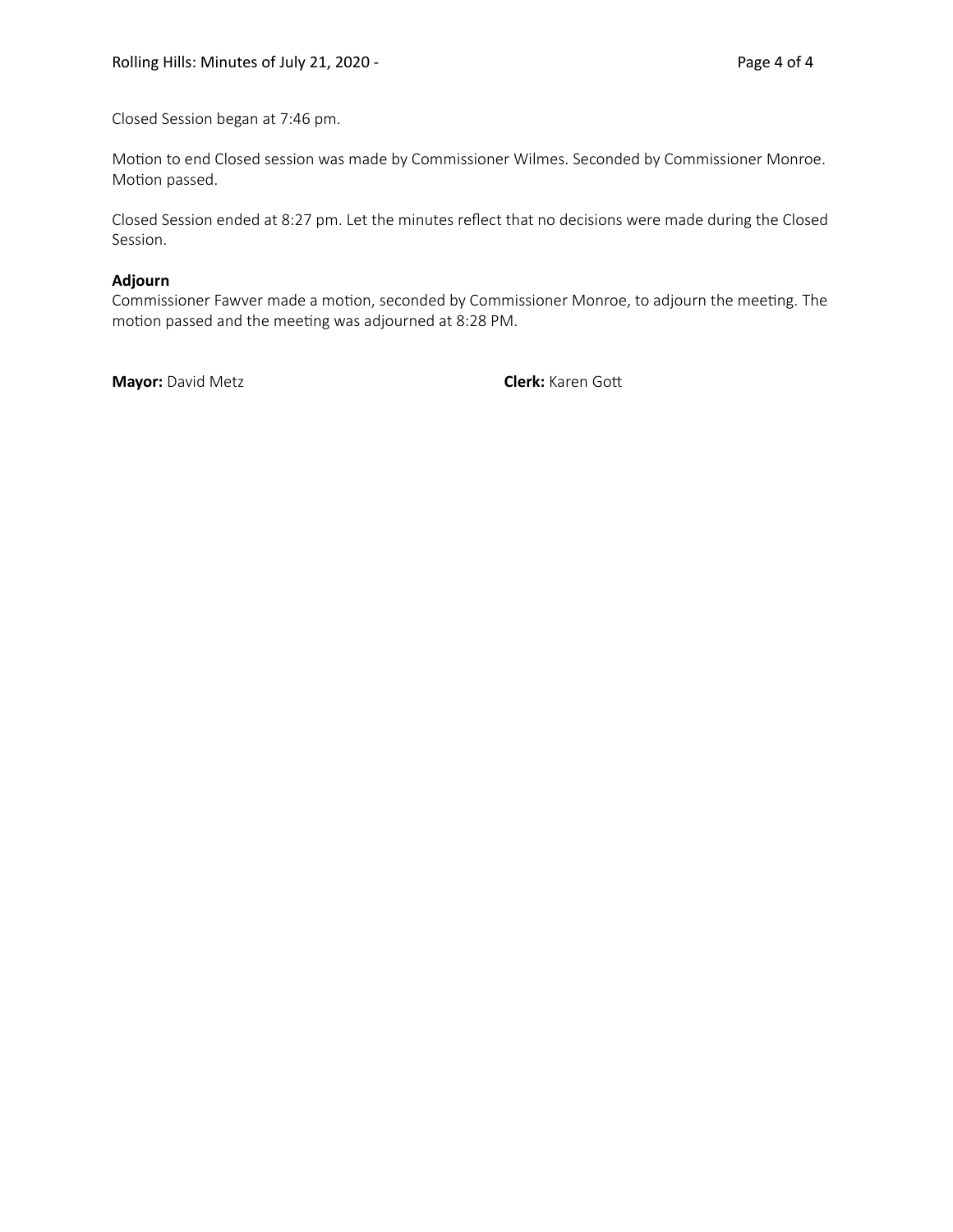Closed Session began at 7:46 pm.

Motion to end Closed session was made by Commissioner Wilmes. Seconded by Commissioner Monroe. Motion passed.

Closed Session ended at 8:27 pm. Let the minutes reflect that no decisions were made during the Closed Session.

**Adjourn**

Commissioner Fawver made a motion, seconded by Commissioner Monroe, to adjourn the meeting. The motion passed and the meeting was adjourned at 8:28 PM.

**Mayor:** David Metz

**Clerk:** Karen Gott